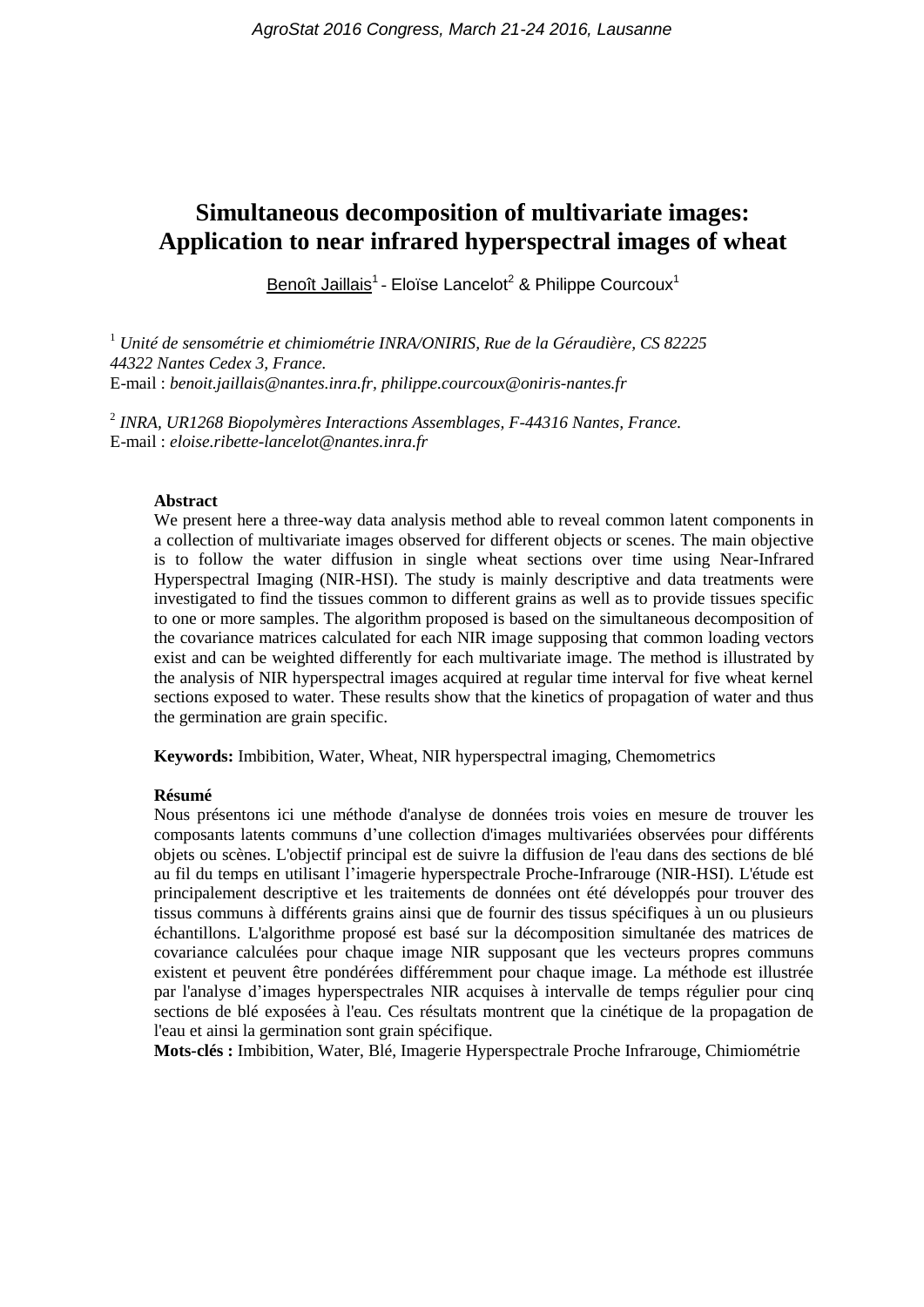# Simultaneous decomposition of multivariate images: Application to near infrared hyperspectral images of wheat

Benoît Jaillais[1] - Eloïse Lancelot[2] & Philippe Courcoux[1]

[1] *Unité de sensométrie et chimiométrie INRA/ONIRIS, Rue de la Géraudière, CS 82225 44322 Nantes Cedex 3, France.*
E-mail : *benoit.jaillais@nantes.inra.fr, philippe.courcoux@oniris-nantes.fr*

[2] *INRA, UR1268 Biopolymères Interactions Assemblages, F-44316 Nantes, France.*
E-mail : *eloise.ribette-lancelot@nantes.inra.fr*

**Abstract**

We present here a three-way data analysis method able to reveal common latent components in a collection of multivariate images observed for different objects or scenes. The main objective is to follow the water diffusion in single wheat sections over time using Near-Infrared Hyperspectral Imaging (NIR-HSI). The study is mainly descriptive and data treatments were investigated to find the tissues common to different grains as well as to provide tissues specific to one or more samples. The algorithm proposed is based on the simultaneous decomposition of the covariance matrices calculated for each NIR image supposing that common loading vectors exist and can be weighted differently for each multivariate image. The method is illustrated by the analysis of NIR hyperspectral images acquired at regular time interval for five wheat kernel sections exposed to water. These results show that the kinetics of propagation of water and thus the germination are grain specific.

**Keywords:** Imbibition, Water, Wheat, NIR hyperspectral imaging, Chemometrics

**Résumé**

Nous présentons ici une méthode d'analyse de données trois voies en mesure de trouver les composants latents communs d'une collection d'images multivariées observées pour différents objets ou scènes. L'objectif principal est de suivre la diffusion de l'eau dans des sections de blé au fil du temps en utilisant l'imagerie hyperspectrale Proche-Infrarouge (NIR-HSI). L'étude est principalement descriptive et les traitements de données ont été développés pour trouver des tissus communs à différents grains ainsi que de fournir des tissus spécifiques à un ou plusieurs échantillons. L'algorithme proposé est basé sur la décomposition simultanée des matrices de covariance calculées pour chaque image NIR supposant que les vecteurs propres communs existent et peuvent être pondérées différemment pour chaque image. La méthode est illustrée par l'analyse d'images hyperspectrales NIR acquises à intervalle de temps régulier pour cinq sections de blé exposées à l'eau. Ces résultats montrent que la cinétique de la propagation de l'eau et ainsi la germination sont grain spécifique.

**Mots-clés :** Imbibition, Water, Blé, Imagerie Hyperspectrale Proche Infrarouge, Chimiométrie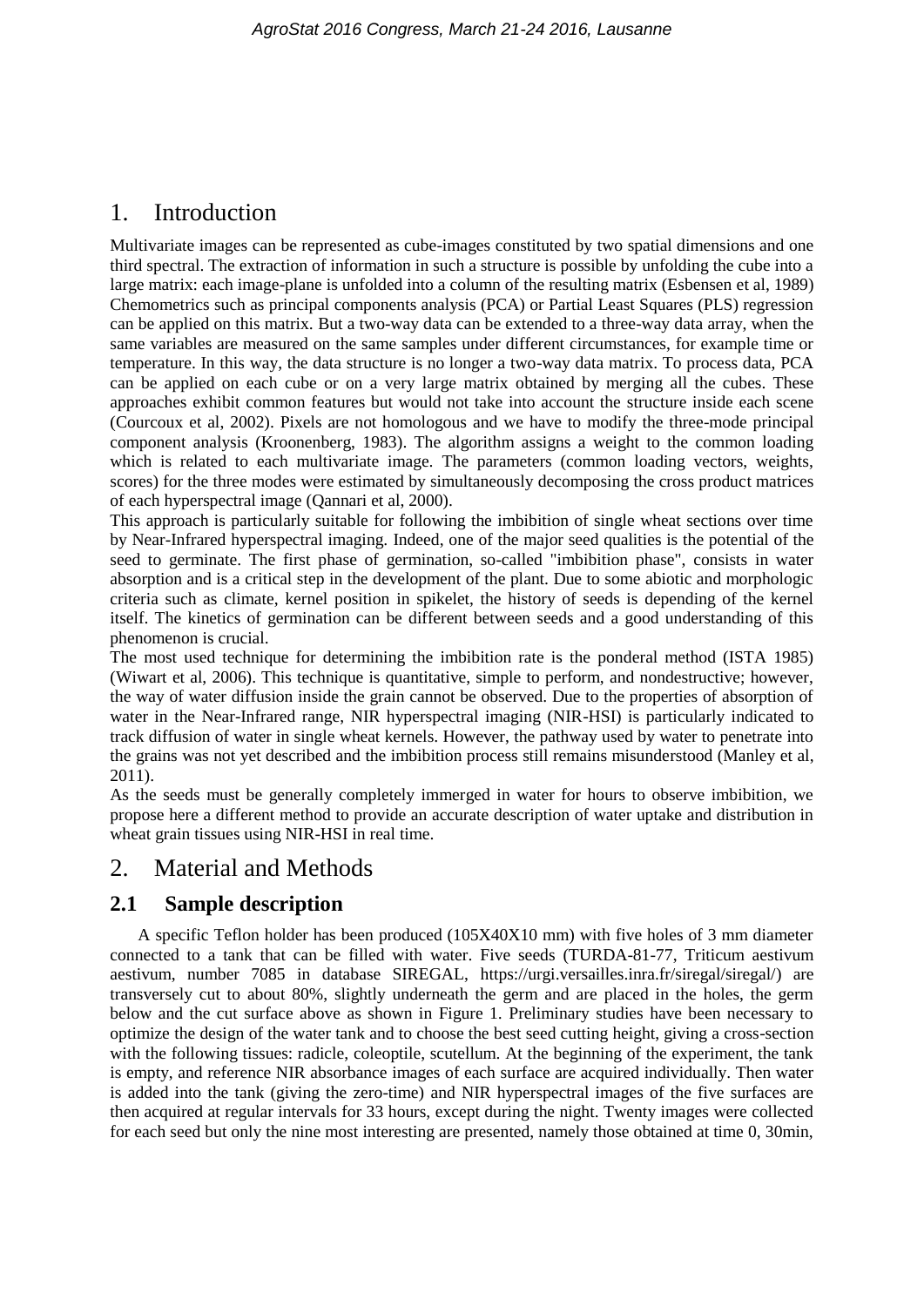# 1. Introduction

Multivariate images can be represented as cube-images constituted by two spatial dimensions and one third spectral. The extraction of information in such a structure is possible by unfolding the cube into a large matrix: each image-plane is unfolded into a column of the resulting matrix (Esbensen et al, 1989) Chemometrics such as principal components analysis (PCA) or Partial Least Squares (PLS) regression can be applied on this matrix. But a two-way data can be extended to a three-way data array, when the same variables are measured on the same samples under different circumstances, for example time or temperature. In this way, the data structure is no longer a two-way data matrix. To process data, PCA can be applied on each cube or on a very large matrix obtained by merging all the cubes. These approaches exhibit common features but would not take into account the structure inside each scene (Courcoux et al, 2002). Pixels are not homologous and we have to modify the three-mode principal component analysis (Kroonenberg, 1983). The algorithm assigns a weight to the common loading which is related to each multivariate image. The parameters (common loading vectors, weights, scores) for the three modes were estimated by simultaneously decomposing the cross product matrices of each hyperspectral image (Qannari et al, 2000).

This approach is particularly suitable for following the imbibition of single wheat sections over time by Near-Infrared hyperspectral imaging. Indeed, one of the major seed qualities is the potential of the seed to germinate. The first phase of germination, so-called "imbibition phase", consists in water absorption and is a critical step in the development of the plant. Due to some abiotic and morphologic criteria such as climate, kernel position in spikelet, the history of seeds is depending of the kernel itself. The kinetics of germination can be different between seeds and a good understanding of this phenomenon is crucial.

The most used technique for determining the imbibition rate is the ponderal method (ISTA 1985) (Wiwart et al, 2006). This technique is quantitative, simple to perform, and nondestructive; however, the way of water diffusion inside the grain cannot be observed. Due to the properties of absorption of water in the Near-Infrared range, NIR hyperspectral imaging (NIR-HSI) is particularly indicated to track diffusion of water in single wheat kernels. However, the pathway used by water to penetrate into the grains was not yet described and the imbibition process still remains misunderstood (Manley et al, 2011).

As the seeds must be generally completely immerged in water for hours to observe imbibition, we propose here a different method to provide an accurate description of water uptake and distribution in wheat grain tissues using NIR-HSI in real time.

# 2. Material and Methods

## 2.1 Sample description

A specific Teflon holder has been produced (105X40X10 mm) with five holes of 3 mm diameter connected to a tank that can be filled with water. Five seeds (TURDA-81-77, Triticum aestivum aestivum, number 7085 in database SIREGAL, https://urgi.versailles.inra.fr/siregal/siregal/) are transversely cut to about 80%, slightly underneath the germ and are placed in the holes, the germ below and the cut surface above as shown in Figure 1. Preliminary studies have been necessary to optimize the design of the water tank and to choose the best seed cutting height, giving a cross-section with the following tissues: radicle, coleoptile, scutellum. At the beginning of the experiment, the tank is empty, and reference NIR absorbance images of each surface are acquired individually. Then water is added into the tank (giving the zero-time) and NIR hyperspectral images of the five surfaces are then acquired at regular intervals for 33 hours, except during the night. Twenty images were collected for each seed but only the nine most interesting are presented, namely those obtained at time 0, 30min,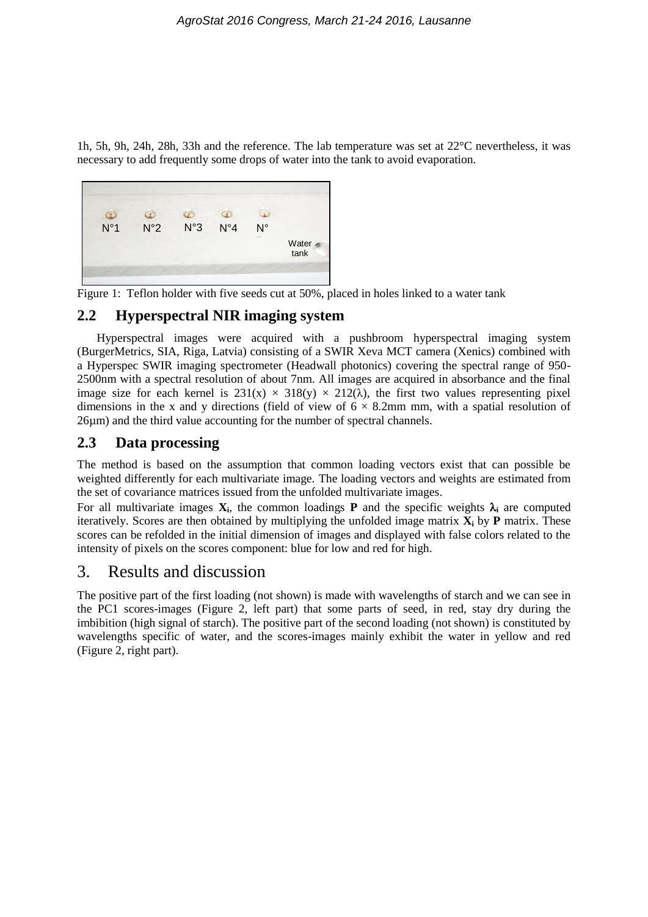1h, 5h, 9h, 24h, 28h, 33h and the reference. The lab temperature was set at 22°C nevertheless, it was necessary to add frequently some drops of water into the tank to avoid evaporation.

Figure 1: Teflon holder with five seeds cut at 50%, placed in holes linked to a water tank

## 2.2 Hyperspectral NIR imaging system

Hyperspectral images were acquired with a pushbroom hyperspectral imaging system (BurgerMetrics, SIA, Riga, Latvia) consisting of a SWIR Xeva MCT camera (Xenics) combined with a Hyperspec SWIR imaging spectrometer (Headwall photonics) covering the spectral range of 950-2500nm with a spectral resolution of about 7nm. All images are acquired in absorbance and the final image size for each kernel is $231(x) \times 318(y) \times 212(\lambda)$, the first two values representing pixel dimensions in the x and y directions (field of view of $6 \times 8.2$mm mm, with a spatial resolution of 26µm) and the third value accounting for the number of spectral channels.

## 2.3 Data processing

The method is based on the assumption that common loading vectors exist that can possible be weighted differently for each multivariate image. The loading vectors and weights are estimated from the set of covariance matrices issued from the unfolded multivariate images.

For all multivariate images $\mathbf{X_i}$, the common loadings $\mathbf{P}$ and the specific weights $\boldsymbol{\lambda_i}$ are computed iteratively. Scores are then obtained by multiplying the unfolded image matrix $\mathbf{X_i}$ by $\mathbf{P}$ matrix. These scores can be refolded in the initial dimension of images and displayed with false colors related to the intensity of pixels on the scores component: blue for low and red for high.

# 3. Results and discussion

The positive part of the first loading (not shown) is made with wavelengths of starch and we can see in the PC1 scores-images (Figure 2, left part) that some parts of seed, in red, stay dry during the imbibition (high signal of starch). The positive part of the second loading (not shown) is constituted by wavelengths specific of water, and the scores-images mainly exhibit the water in yellow and red (Figure 2, right part).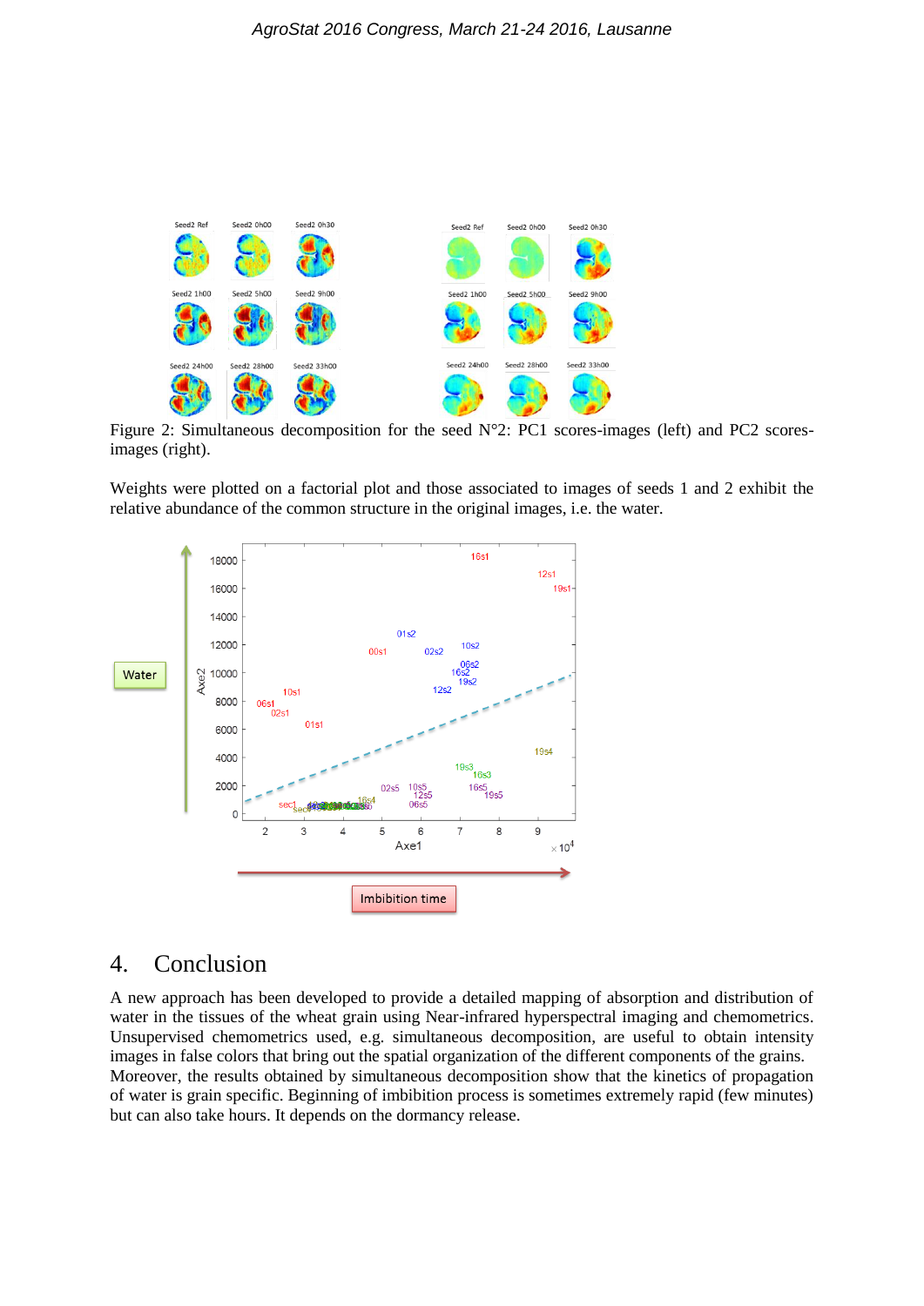Figure 2: Simultaneous decomposition for the seed N°2: PC1 scores-images (left) and PC2 scores-images (right).

Weights were plotted on a factorial plot and those associated to images of seeds 1 and 2 exhibit the relative abundance of the common structure in the original images, i.e. the water.

## 4. Conclusion

A new approach has been developed to provide a detailed mapping of absorption and distribution of water in the tissues of the wheat grain using Near-infrared hyperspectral imaging and chemometrics. Unsupervised chemometrics used, e.g. simultaneous decomposition, are useful to obtain intensity images in false colors that bring out the spatial organization of the different components of the grains. Moreover, the results obtained by simultaneous decomposition show that the kinetics of propagation of water is grain specific. Beginning of imbibition process is sometimes extremely rapid (few minutes) but can also take hours. It depends on the dormancy release.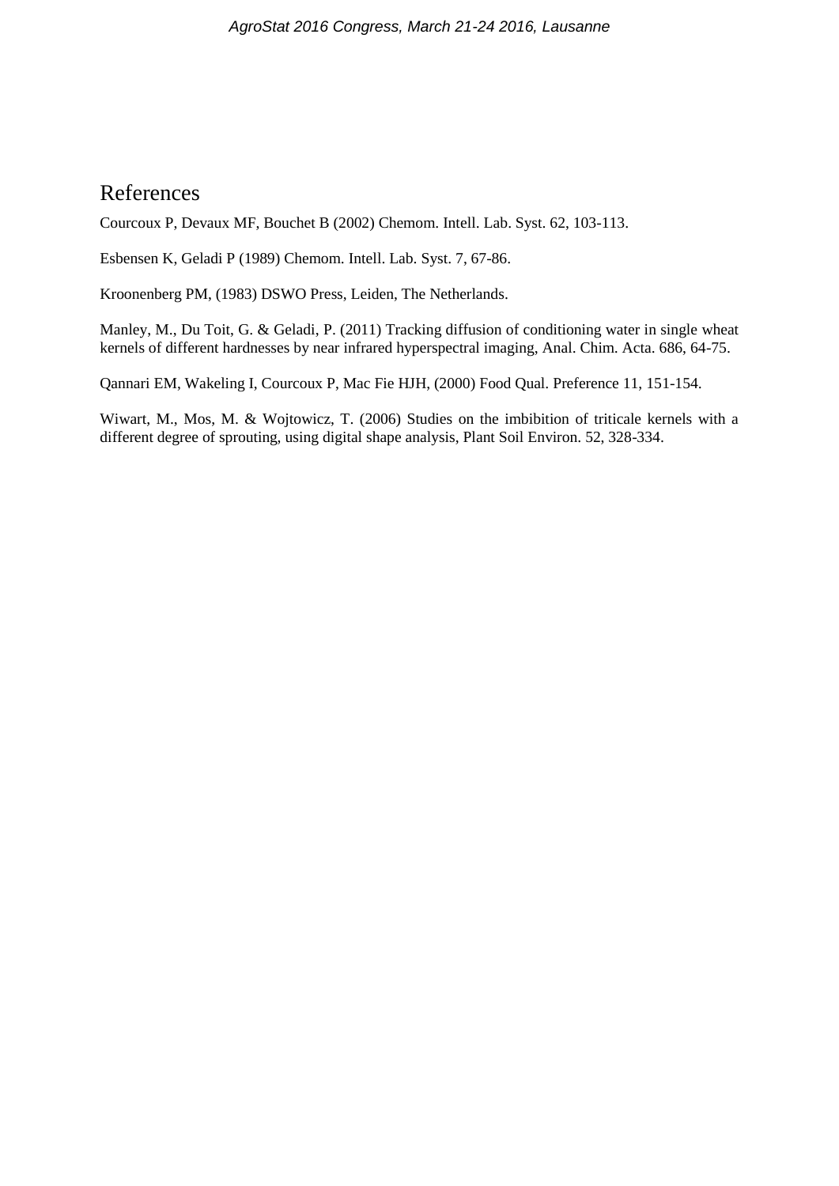## References

Courcoux P, Devaux MF, Bouchet B (2002) Chemom. Intell. Lab. Syst. 62, 103-113.

Esbensen K, Geladi P (1989) Chemom. Intell. Lab. Syst. 7, 67-86.

Kroonenberg PM, (1983) DSWO Press, Leiden, The Netherlands.

Manley, M., Du Toit, G. & Geladi, P. (2011) Tracking diffusion of conditioning water in single wheat kernels of different hardnesses by near infrared hyperspectral imaging, Anal. Chim. Acta. 686, 64-75.

Qannari EM, Wakeling I, Courcoux P, Mac Fie HJH, (2000) Food Qual. Preference 11, 151-154.

Wiwart, M., Mos, M. & Wojtowicz, T. (2006) Studies on the imbibition of triticale kernels with a different degree of sprouting, using digital shape analysis, Plant Soil Environ. 52, 328-334.